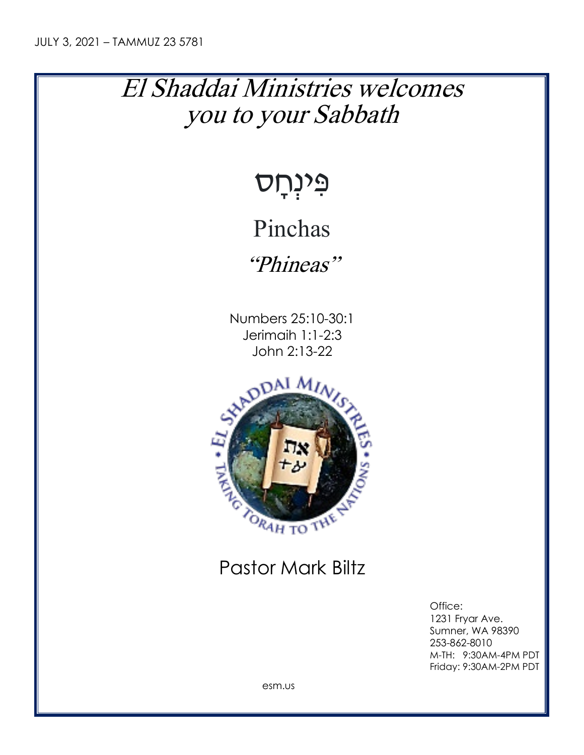JULY 3, 2021 – TAMMUZ 23 5781

# *El Shaddai Ministries welcomes you to your Sabbath*

# פִּינְחָס

## Pinchas

## *"Phineas"*

Numbers 25:10-30:1
Jerimaih 1:1-2:3
John 2:13-22

Pastor Mark Biltz

Office:
1231 Fryar Ave.
Sumner, WA 98390
253-862-8010
M-TH: 9:30AM-4PM PDT
Friday: 9:30AM-2PM PDT

esm.us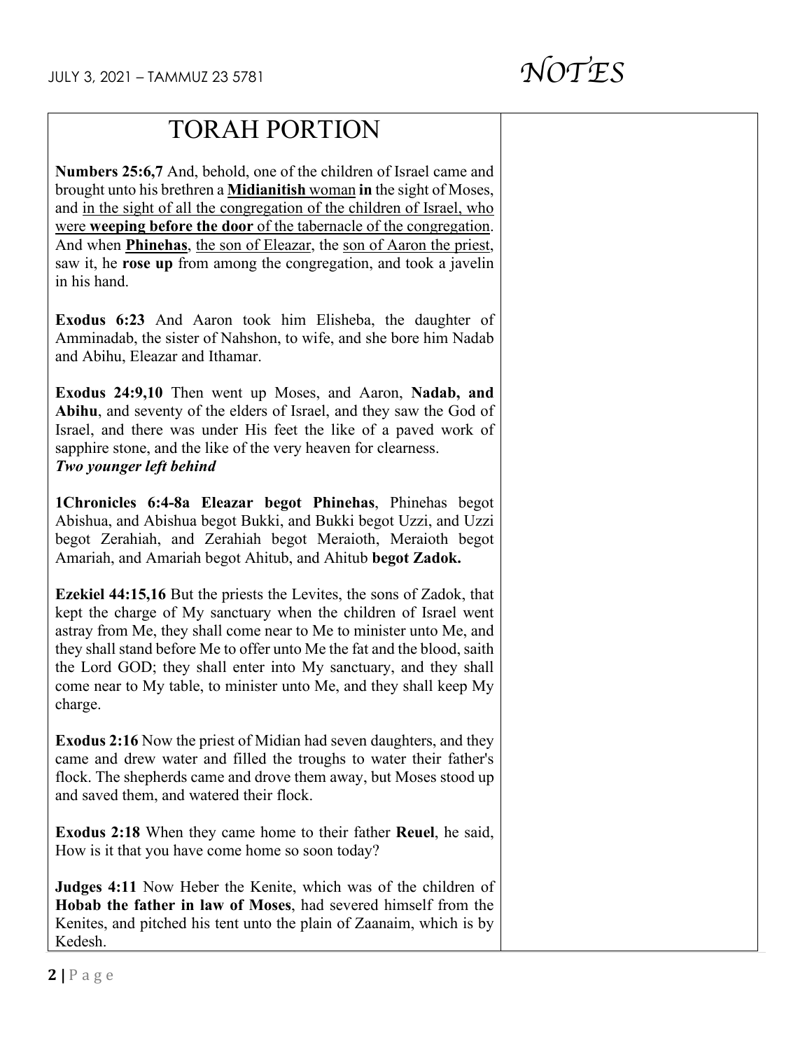# TORAH PORTION

**Numbers 25:6,7** And, behold, one of the children of Israel came and brought unto his brethren a **Midianitish** woman **in** the sight of Moses, and in the sight of all the congregation of the children of Israel, who were **weeping before the door** of the tabernacle of the congregation. And when **Phinehas**, the son of Eleazar, the son of Aaron the priest, saw it, he **rose up** from among the congregation, and took a javelin in his hand.

**Exodus 6:23** And Aaron took him Elisheba, the daughter of Amminadab, the sister of Nahshon, to wife, and she bore him Nadab and Abihu, Eleazar and Ithamar.

**Exodus 24:9,10** Then went up Moses, and Aaron, **Nadab, and Abihu**, and seventy of the elders of Israel, and they saw the God of Israel, and there was under His feet the like of a paved work of sapphire stone, and the like of the very heaven for clearness.
***Two younger left behind***

**1Chronicles 6:4-8a Eleazar begot Phinehas**, Phinehas begot Abishua, and Abishua begot Bukki, and Bukki begot Uzzi, and Uzzi begot Zerahiah, and Zerahiah begot Meraioth, Meraioth begot Amariah, and Amariah begot Ahitub, and Ahitub **begot Zadok.**

**Ezekiel 44:15,16** But the priests the Levites, the sons of Zadok, that kept the charge of My sanctuary when the children of Israel went astray from Me, they shall come near to Me to minister unto Me, and they shall stand before Me to offer unto Me the fat and the blood, saith the Lord GOD; they shall enter into My sanctuary, and they shall come near to My table, to minister unto Me, and they shall keep My charge.

**Exodus 2:16** Now the priest of Midian had seven daughters, and they came and drew water and filled the troughs to water their father's flock. The shepherds came and drove them away, but Moses stood up and saved them, and watered their flock.

**Exodus 2:18** When they came home to their father **Reuel**, he said, How is it that you have come home so soon today?

**Judges 4:11** Now Heber the Kenite, which was of the children of **Hobab the father in law of Moses**, had severed himself from the Kenites, and pitched his tent unto the plain of Zaanaim, which is by Kedesh.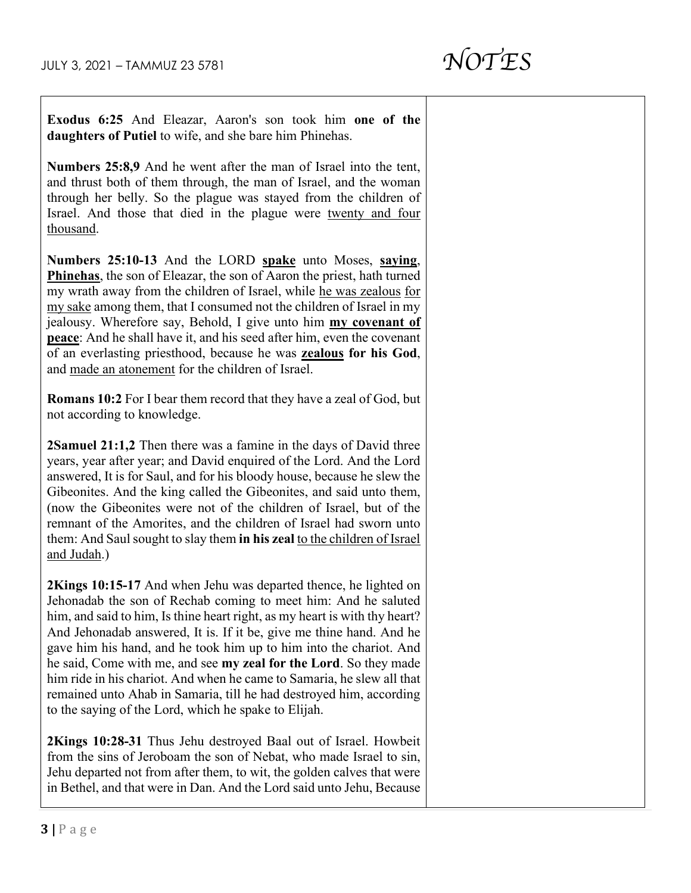**Exodus 6:25** And Eleazar, Aaron's son took him **one of the daughters of Putiel** to wife, and she bare him Phinehas.

**Numbers 25:8,9** And he went after the man of Israel into the tent, and thrust both of them through, the man of Israel, and the woman through her belly. So the plague was stayed from the children of Israel. And those that died in the plague were <u>twenty and four thousand</u>.

**Numbers 25:10-13** And the LORD **<u>spake</u>** unto Moses, **<u>saying</u>**, **<u>Phinehas</u>**, the son of Eleazar, the son of Aaron the priest, hath turned my wrath away from the children of Israel, while <u>he was zealous</u> <u>for my sake</u> among them, that I consumed not the children of Israel in my jealousy. Wherefore say, Behold, I give unto him **<u>my covenant of peace</u>**: And he shall have it, and his seed after him, even the covenant of an everlasting priesthood, because he was **<u>zealous</u> for his God**, and <u>made an atonement</u> for the children of Israel.

**Romans 10:2** For I bear them record that they have a zeal of God, but not according to knowledge.

**2Samuel 21:1,2** Then there was a famine in the days of David three years, year after year; and David enquired of the Lord. And the Lord answered, It is for Saul, and for his bloody house, because he slew the Gibeonites. And the king called the Gibeonites, and said unto them, (now the Gibeonites were not of the children of Israel, but of the remnant of the Amorites, and the children of Israel had sworn unto them: And Saul sought to slay them **in his zeal** <u>to the children of Israel and Judah</u>.)

**2Kings 10:15-17** And when Jehu was departed thence, he lighted on Jehonadab the son of Rechab coming to meet him: And he saluted him, and said to him, Is thine heart right, as my heart is with thy heart? And Jehonadab answered, It is. If it be, give me thine hand. And he gave him his hand, and he took him up to him into the chariot. And he said, Come with me, and see **my zeal for the Lord**. So they made him ride in his chariot. And when he came to Samaria, he slew all that remained unto Ahab in Samaria, till he had destroyed him, according to the saying of the Lord, which he spake to Elijah.

**2Kings 10:28-31** Thus Jehu destroyed Baal out of Israel. Howbeit from the sins of Jeroboam the son of Nebat, who made Israel to sin, Jehu departed not from after them, to wit, the golden calves that were in Bethel, and that were in Dan. And the Lord said unto Jehu, Because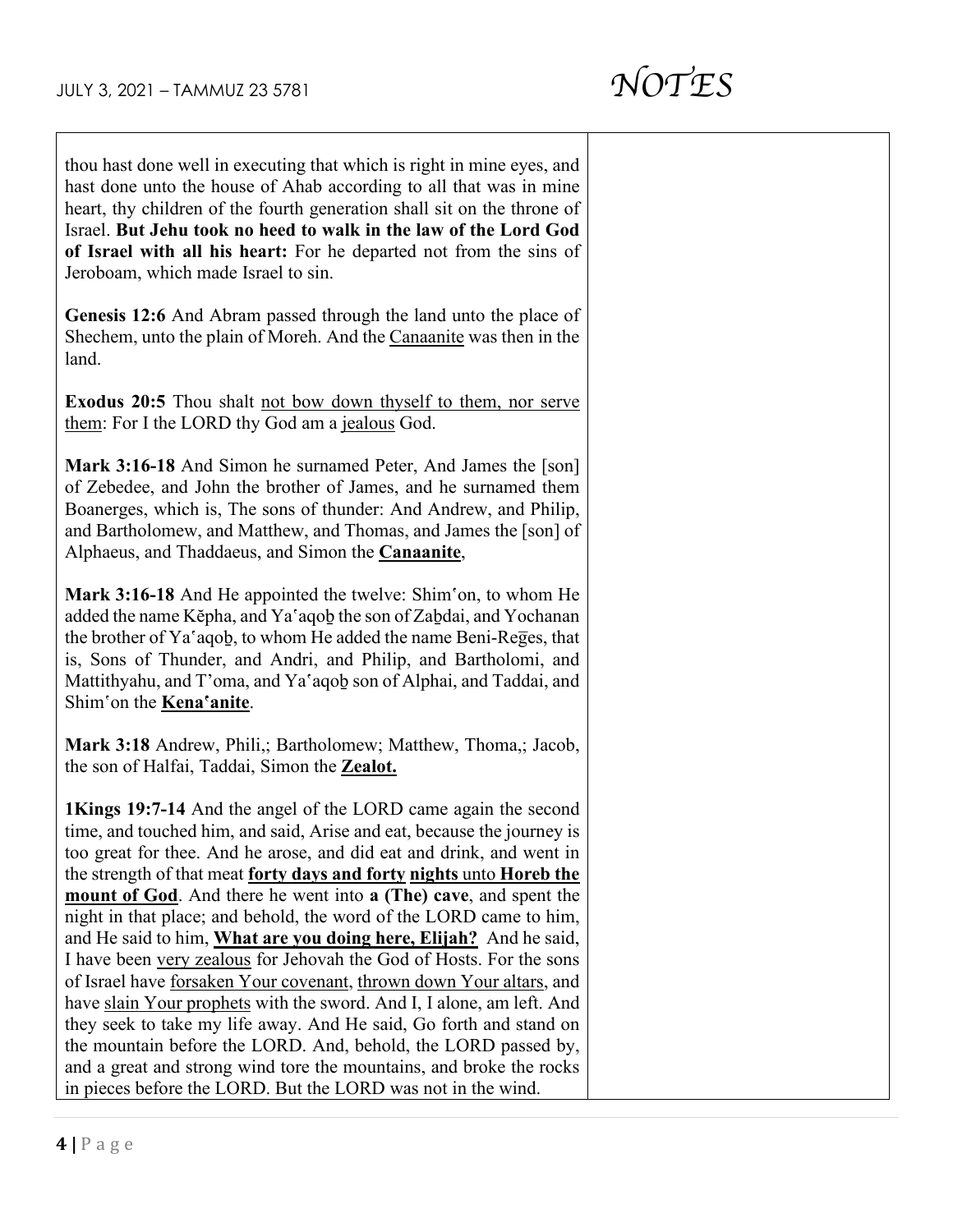thou hast done well in executing that which is right in mine eyes, and hast done unto the house of Ahab according to all that was in mine heart, thy children of the fourth generation shall sit on the throne of Israel. **But Jehu took no heed to walk in the law of the Lord God of Israel with all his heart:** For he departed not from the sins of Jeroboam, which made Israel to sin.

**Genesis 12:6** And Abram passed through the land unto the place of Shechem, unto the plain of Moreh. And the <u>Canaanite</u> was then in the land.

**Exodus 20:5** Thou shalt <u>not bow down thyself to them, nor serve them</u>: For I the LORD thy God am a <u>jealous</u> God.

**Mark 3:16-18** And Simon he surnamed Peter, And James the [son] of Zebedee, and John the brother of James, and he surnamed them Boanerges, which is, The sons of thunder: And Andrew, and Philip, and Bartholomew, and Matthew, and Thomas, and James the [son] of Alphaeus, and Thaddaeus, and Simon the <u>**Canaanite**</u>,

**Mark 3:16-18** And He appointed the twelve: Shimʽon, to whom He added the name Kĕpha, and Yaʽaqoḇ the son of Zaḇdai, and Yochanan the brother of Yaʽaqoḇ, to whom He added the name Beni-Reḡes, that is, Sons of Thunder, and Andri, and Philip, and Bartholomi, and Mattithyahu, and T'oma, and Yaʽaqoḇ son of Alphai, and Taddai, and Shimʽon the <u>**Kenaʽanite**</u>.

**Mark 3:18** Andrew, Phili,; Bartholomew; Matthew, Thoma,; Jacob, the son of Halfai, Taddai, Simon the <u>**Zealot.**</u>

**1Kings 19:7-14** And the angel of the LORD came again the second time, and touched him, and said, Arise and eat, because the journey is too great for thee. And he arose, and did eat and drink, and went in the strength of that meat <u>**forty days and forty**</u> <u>**nights**</u> <u>unto</u> <u>**Horeb the mount of God**</u>. And there he went into **a (The) cave**, and spent the night in that place; and behold, the word of the LORD came to him, and He said to him, <u>**What are you doing here, Elijah?**</u> And he said, I have been <u>very zealous</u> for Jehovah the God of Hosts. For the sons of Israel have <u>forsaken Your covenant</u>, <u>thrown down Your altars</u>, and have <u>slain Your prophets</u> with the sword. And I, I alone, am left. And they seek to take my life away. And He said, Go forth and stand on the mountain before the LORD. And, behold, the LORD passed by, and a great and strong wind tore the mountains, and broke the rocks in pieces before the LORD. But the LORD was not in the wind.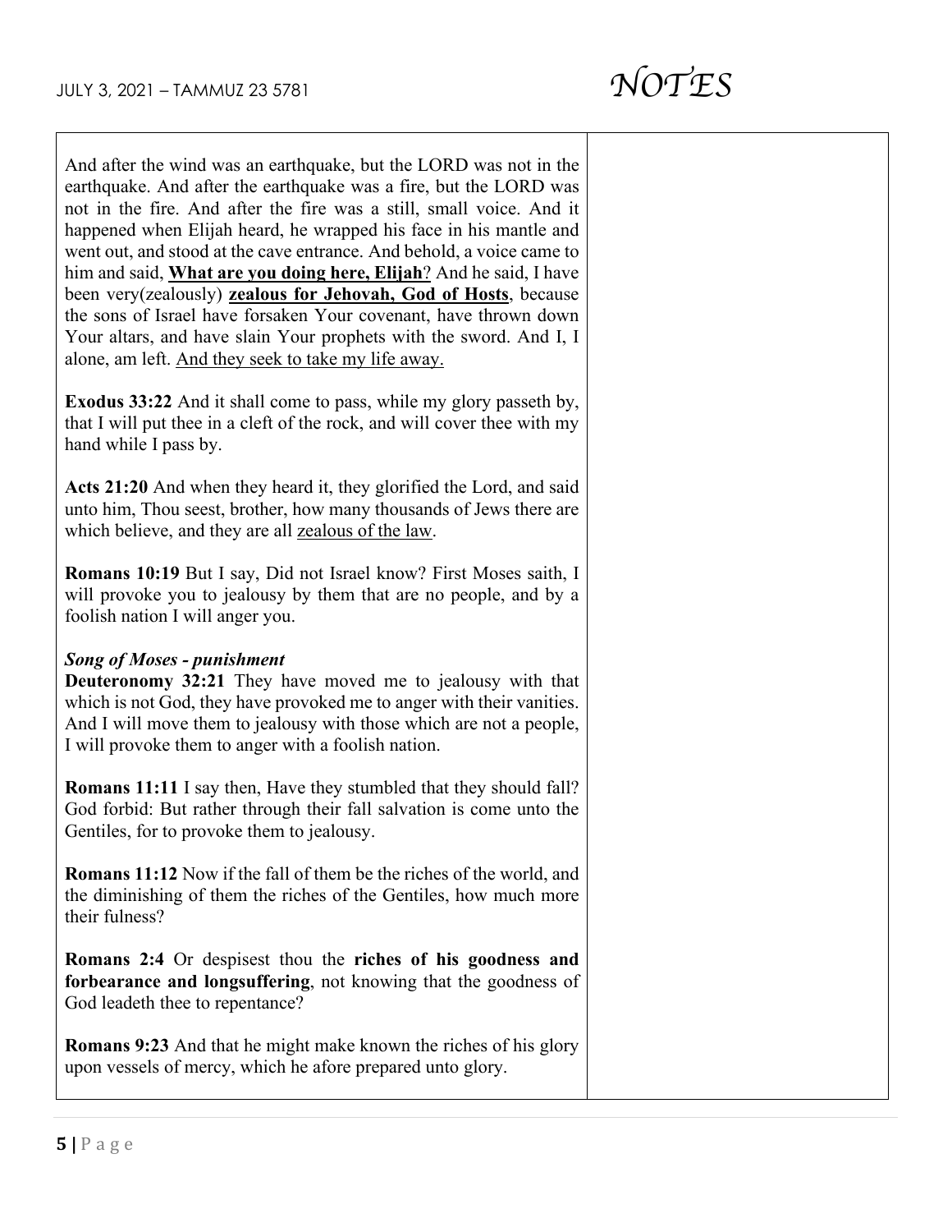And after the wind was an earthquake, but the LORD was not in the earthquake. And after the earthquake was a fire, but the LORD was not in the fire. And after the fire was a still, small voice. And it happened when Elijah heard, he wrapped his face in his mantle and went out, and stood at the cave entrance. And behold, a voice came to him and said, <u>**What are you doing here, Elijah**</u>? And he said, I have been very(zealously) <u>**zealous for Jehovah, God of Hosts**</u>, because the sons of Israel have forsaken Your covenant, have thrown down Your altars, and have slain Your prophets with the sword. And I, I alone, am left. <u>And they seek to take my life away.</u>

**Exodus 33:22** And it shall come to pass, while my glory passeth by, that I will put thee in a cleft of the rock, and will cover thee with my hand while I pass by.

**Acts 21:20** And when they heard it, they glorified the Lord, and said unto him, Thou seest, brother, how many thousands of Jews there are which believe, and they are all <u>zealous of the law</u>.

**Romans 10:19** But I say, Did not Israel know? First Moses saith, I will provoke you to jealousy by them that are no people, and by a foolish nation I will anger you.

***Song of Moses - punishment***

**Deuteronomy 32:21** They have moved me to jealousy with that which is not God, they have provoked me to anger with their vanities. And I will move them to jealousy with those which are not a people, I will provoke them to anger with a foolish nation.

**Romans 11:11** I say then, Have they stumbled that they should fall? God forbid: But rather through their fall salvation is come unto the Gentiles, for to provoke them to jealousy.

**Romans 11:12** Now if the fall of them be the riches of the world, and the diminishing of them the riches of the Gentiles, how much more their fulness?

**Romans 2:4** Or despisest thou the **riches of his goodness and forbearance and longsuffering**, not knowing that the goodness of God leadeth thee to repentance?

**Romans 9:23** And that he might make known the riches of his glory upon vessels of mercy, which he afore prepared unto glory.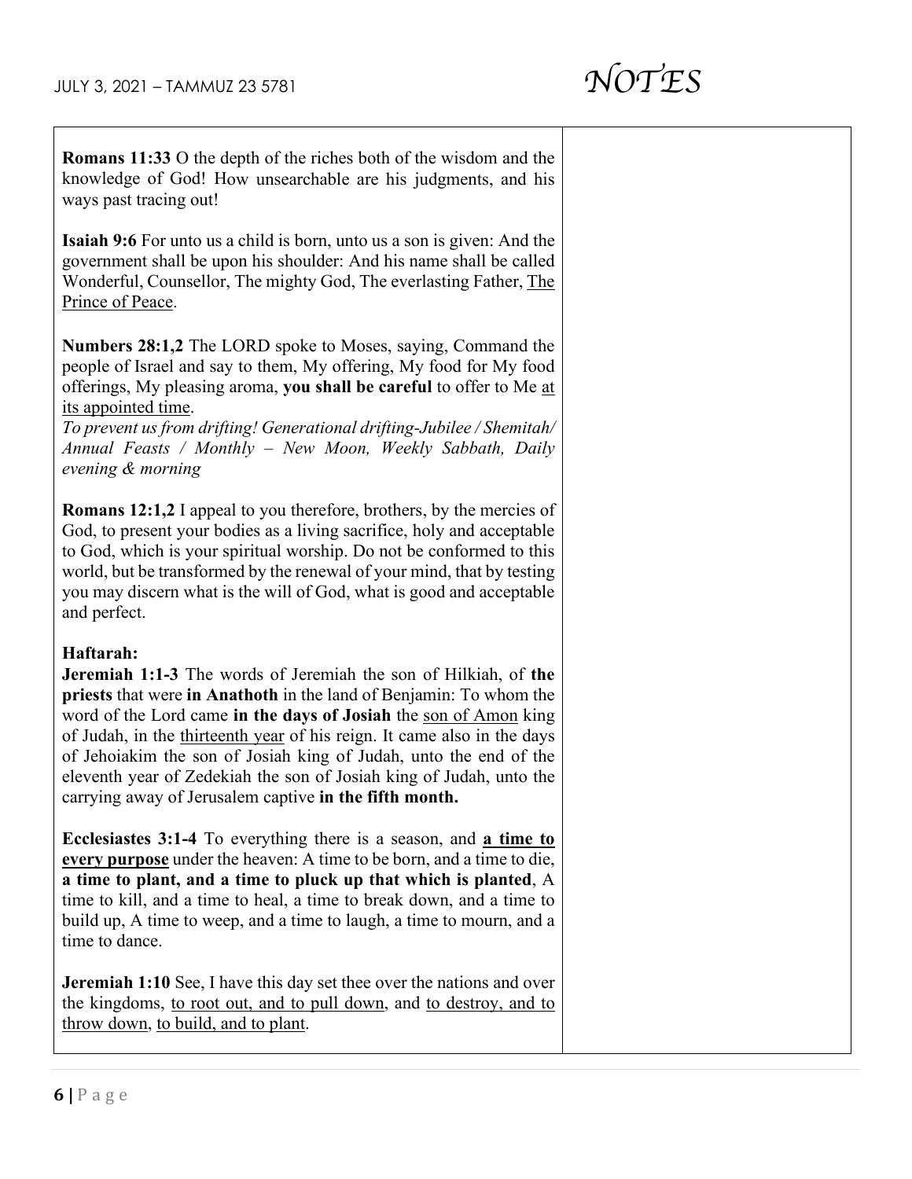**Romans 11:33** O the depth of the riches both of the wisdom and the knowledge of God! How unsearchable are his judgments, and his ways past tracing out!

**Isaiah 9:6** For unto us a child is born, unto us a son is given: And the government shall be upon his shoulder: And his name shall be called Wonderful, Counsellor, The mighty God, The everlasting Father, <u>The Prince of Peace</u>.

**Numbers 28:1,2** The LORD spoke to Moses, saying, Command the people of Israel and say to them, My offering, My food for My food offerings, My pleasing aroma, **you shall be careful** to offer to Me <u>at its appointed time</u>.

*To prevent us from drifting! Generational drifting-Jubilee / Shemitah/ Annual Feasts / Monthly – New Moon, Weekly Sabbath, Daily evening & morning*

**Romans 12:1,2** I appeal to you therefore, brothers, by the mercies of God, to present your bodies as a living sacrifice, holy and acceptable to God, which is your spiritual worship. Do not be conformed to this world, but be transformed by the renewal of your mind, that by testing you may discern what is the will of God, what is good and acceptable and perfect.

**Haftarah:**

**Jeremiah 1:1-3** The words of Jeremiah the son of Hilkiah, of **the priests** that were **in Anathoth** in the land of Benjamin: To whom the word of the Lord came **in the days of Josiah** the <u>son of Amon</u> king of Judah, in the <u>thirteenth year</u> of his reign. It came also in the days of Jehoiakim the son of Josiah king of Judah, unto the end of the eleventh year of Zedekiah the son of Josiah king of Judah, unto the carrying away of Jerusalem captive **in the fifth month.**

**Ecclesiastes 3:1-4** To everything there is a season, and **<u>a time to every purpose</u>** under the heaven: A time to be born, and a time to die, **a time to plant, and a time to pluck up that which is planted**, A time to kill, and a time to heal, a time to break down, and a time to build up, A time to weep, and a time to laugh, a time to mourn, and a time to dance.

**Jeremiah 1:10** See, I have this day set thee over the nations and over the kingdoms, <u>to root out, and to pull down</u>, and <u>to destroy, and to throw down</u>, <u>to build, and to plant</u>.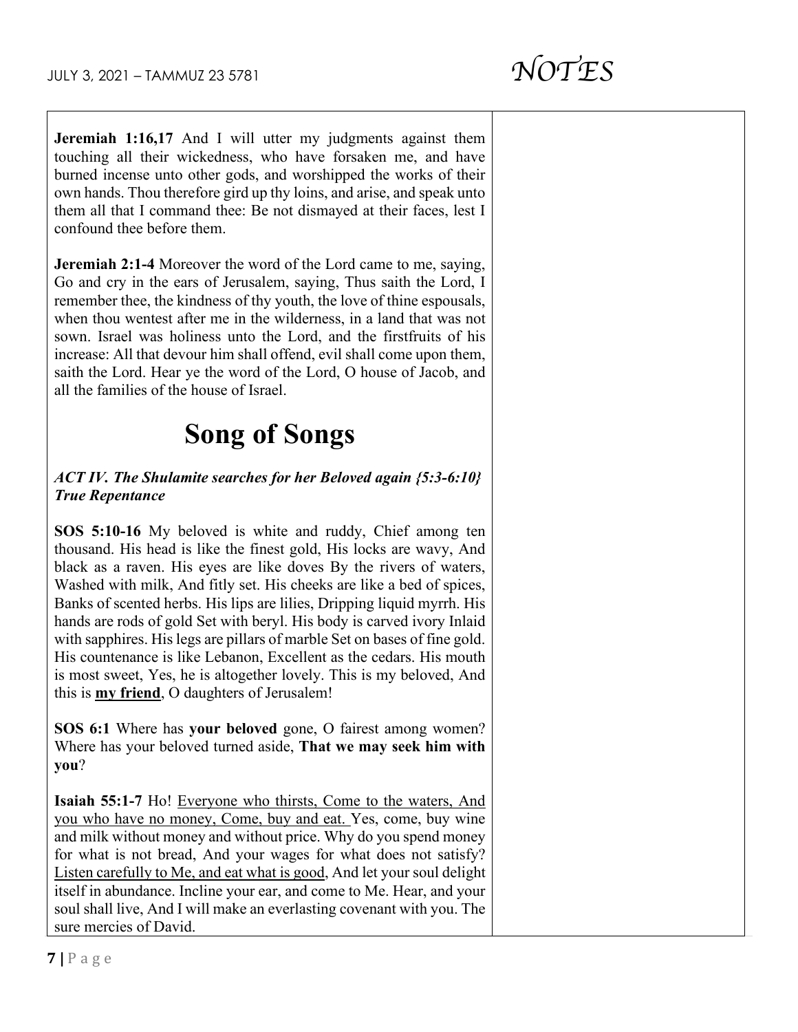**Jeremiah 1:16,17** And I will utter my judgments against them touching all their wickedness, who have forsaken me, and have burned incense unto other gods, and worshipped the works of their own hands. Thou therefore gird up thy loins, and arise, and speak unto them all that I command thee: Be not dismayed at their faces, lest I confound thee before them.

**Jeremiah 2:1-4** Moreover the word of the Lord came to me, saying, Go and cry in the ears of Jerusalem, saying, Thus saith the Lord, I remember thee, the kindness of thy youth, the love of thine espousals, when thou wentest after me in the wilderness, in a land that was not sown. Israel was holiness unto the Lord, and the firstfruits of his increase: All that devour him shall offend, evil shall come upon them, saith the Lord. Hear ye the word of the Lord, O house of Jacob, and all the families of the house of Israel.

# Song of Songs

***ACT IV. The Shulamite searches for her Beloved again {5:3-6:10} True Repentance***

**SOS 5:10-16** My beloved is white and ruddy, Chief among ten thousand. His head is like the finest gold, His locks are wavy, And black as a raven. His eyes are like doves By the rivers of waters, Washed with milk, And fitly set. His cheeks are like a bed of spices, Banks of scented herbs. His lips are lilies, Dripping liquid myrrh. His hands are rods of gold Set with beryl. His body is carved ivory Inlaid with sapphires. His legs are pillars of marble Set on bases of fine gold. His countenance is like Lebanon, Excellent as the cedars. His mouth is most sweet, Yes, he is altogether lovely. This is my beloved, And this is <u>**my friend**</u>, O daughters of Jerusalem!

**SOS 6:1** Where has **your beloved** gone, O fairest among women? Where has your beloved turned aside, **That we may seek him with you**?

**Isaiah 55:1-7** Ho! <u>Everyone who thirsts, Come to the waters, And you who have no money, Come, buy and eat.</u> Yes, come, buy wine and milk without money and without price. Why do you spend money for what is not bread, And your wages for what does not satisfy? <u>Listen carefully to Me, and eat what is good</u>, And let your soul delight itself in abundance. Incline your ear, and come to Me. Hear, and your soul shall live, And I will make an everlasting covenant with you. The sure mercies of David.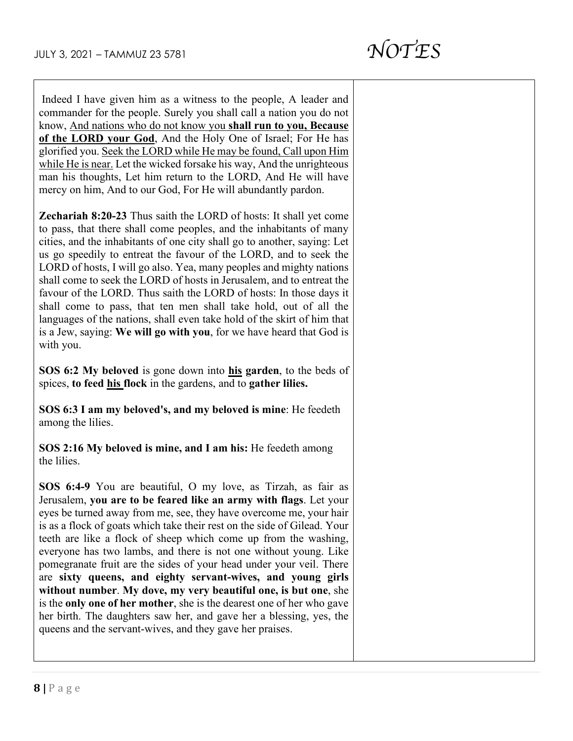Indeed I have given him as a witness to the people, A leader and commander for the people. Surely you shall call a nation you do not know, <u>And nations who do not know you</u> <u>**shall run to you, Because of the LORD your God**</u>, And the Holy One of Israel; For He has glorified you. <u>Seek the LORD while He may be found, Call upon Him while He is near.</u> Let the wicked forsake his way, And the unrighteous man his thoughts, Let him return to the LORD, And He will have mercy on him, And to our God, For He will abundantly pardon.

**Zechariah 8:20-23** Thus saith the LORD of hosts: It shall yet come to pass, that there shall come peoples, and the inhabitants of many cities, and the inhabitants of one city shall go to another, saying: Let us go speedily to entreat the favour of the LORD, and to seek the LORD of hosts, I will go also. Yea, many peoples and mighty nations shall come to seek the LORD of hosts in Jerusalem, and to entreat the favour of the LORD. Thus saith the LORD of hosts: In those days it shall come to pass, that ten men shall take hold, out of all the languages of the nations, shall even take hold of the skirt of him that is a Jew, saying: **We will go with you**, for we have heard that God is with you.

**SOS 6:2 My beloved** is gone down into <u>**his**</u> **garden**, to the beds of spices, **to feed <u>his</u> flock** in the gardens, and to **gather lilies.**

**SOS 6:3 I am my beloved's, and my beloved is mine**: He feedeth among the lilies.

**SOS 2:16 My beloved is mine, and I am his:** He feedeth among the lilies.

**SOS 6:4-9** You are beautiful, O my love, as Tirzah, as fair as Jerusalem, **you are to be feared like an army with flags**. Let your eyes be turned away from me, see, they have overcome me, your hair is as a flock of goats which take their rest on the side of Gilead. Your teeth are like a flock of sheep which come up from the washing, everyone has two lambs, and there is not one without young. Like pomegranate fruit are the sides of your head under your veil. There are **sixty queens, and eighty servant-wives, and young girls without number**. **My dove, my very beautiful one, is but one**, she is the **only one of her mother**, she is the dearest one of her who gave her birth. The daughters saw her, and gave her a blessing, yes, the queens and the servant-wives, and they gave her praises.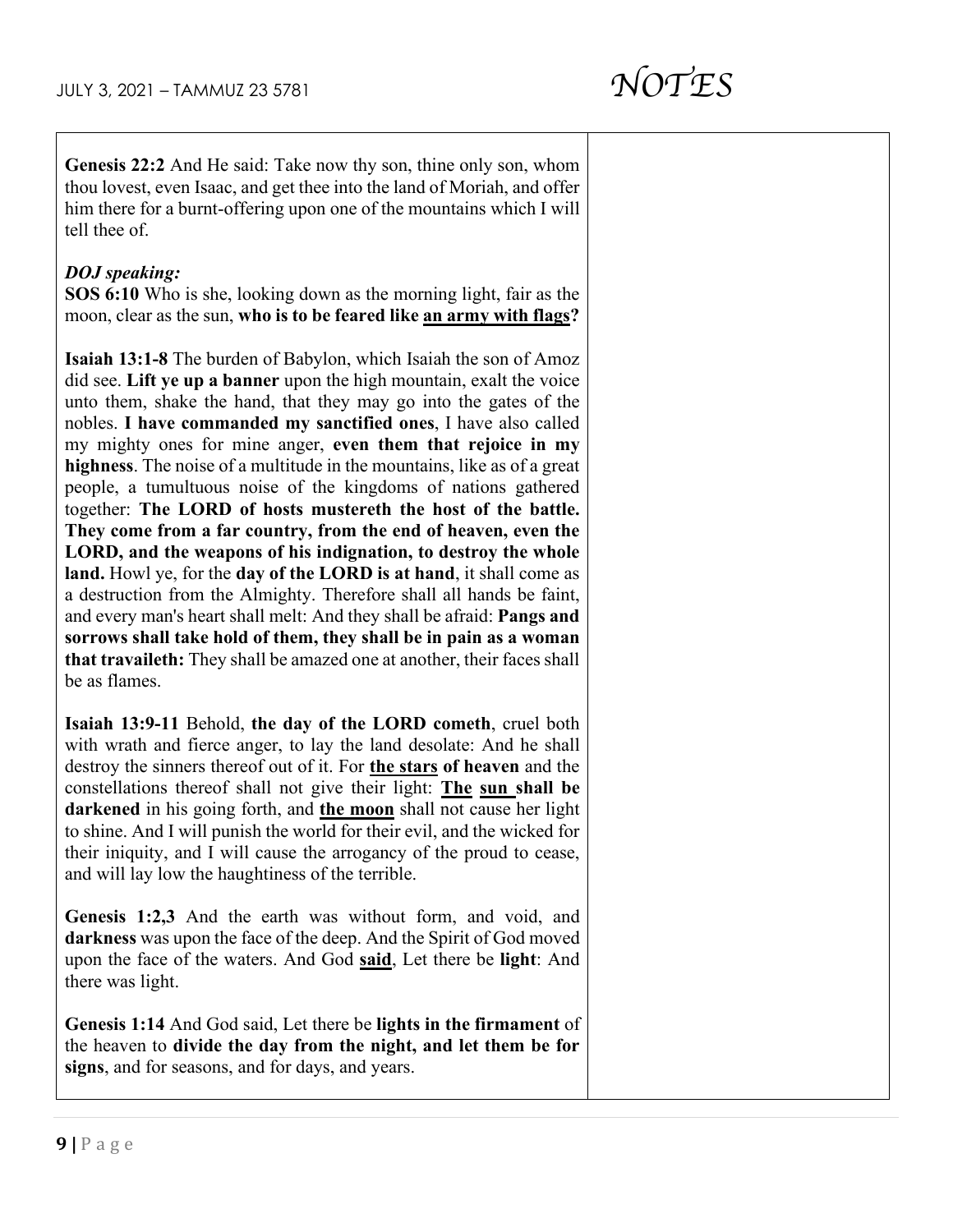**Genesis 22:2** And He said: Take now thy son, thine only son, whom thou lovest, even Isaac, and get thee into the land of Moriah, and offer him there for a burnt-offering upon one of the mountains which I will tell thee of.

***DOJ speaking:***

**SOS 6:10** Who is she, looking down as the morning light, fair as the moon, clear as the sun, **who is to be feared like <u>an army with flags</u>?**

**Isaiah 13:1-8** The burden of Babylon, which Isaiah the son of Amoz did see. **Lift ye up a banner** upon the high mountain, exalt the voice unto them, shake the hand, that they may go into the gates of the nobles. **I have commanded my sanctified ones**, I have also called my mighty ones for mine anger, **even them that rejoice in my highness**. The noise of a multitude in the mountains, like as of a great people, a tumultuous noise of the kingdoms of nations gathered together: **The LORD of hosts mustereth the host of the battle. They come from a far country, from the end of heaven, even the LORD, and the weapons of his indignation, to destroy the whole land.** Howl ye, for the **day of the LORD is at hand**, it shall come as a destruction from the Almighty. Therefore shall all hands be faint, and every man's heart shall melt: And they shall be afraid: **Pangs and sorrows shall take hold of them, they shall be in pain as a woman that travaileth:** They shall be amazed one at another, their faces shall be as flames.

**Isaiah 13:9-11** Behold, **the day of the LORD cometh**, cruel both with wrath and fierce anger, to lay the land desolate: And he shall destroy the sinners thereof out of it. For **<u>the stars</u> of heaven** and the constellations thereof shall not give their light: **<u>The</u> <u>sun</u> shall be darkened** in his going forth, and **<u>the moon</u>** shall not cause her light to shine. And I will punish the world for their evil, and the wicked for their iniquity, and I will cause the arrogancy of the proud to cease, and will lay low the haughtiness of the terrible.

**Genesis 1:2,3** And the earth was without form, and void, and **darkness** was upon the face of the deep. And the Spirit of God moved upon the face of the waters. And God **<u>said</u>**, Let there be **light**: And there was light.

**Genesis 1:14** And God said, Let there be **lights in the firmament** of the heaven to **divide the day from the night, and let them be for signs**, and for seasons, and for days, and years.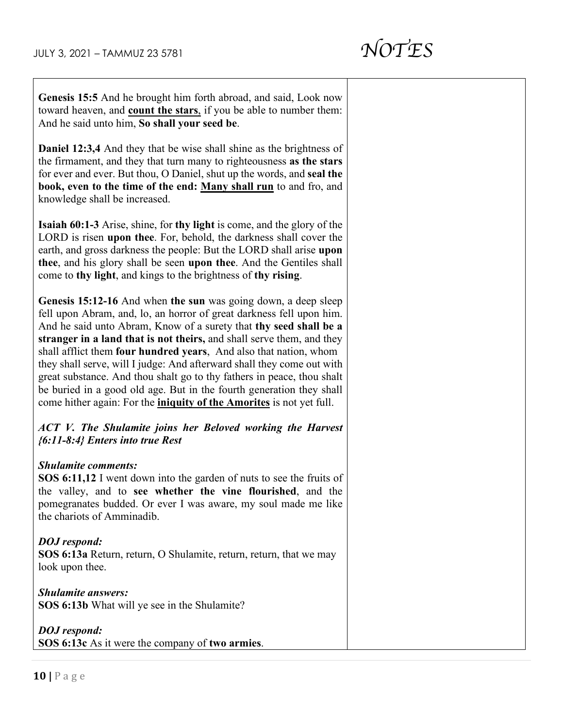**Genesis 15:5** And he brought him forth abroad, and said, Look now toward heaven, and <u>**count the stars**</u>, if you be able to number them: And he said unto him, **So shall your seed be**.

**Daniel 12:3,4** And they that be wise shall shine as the brightness of the firmament, and they that turn many to righteousness **as the stars** for ever and ever. But thou, O Daniel, shut up the words, and **seal the book, even to the time of the end:** <u>**Many shall run**</u> to and fro, and knowledge shall be increased.

**Isaiah 60:1-3** Arise, shine, for **thy light** is come, and the glory of the LORD is risen **upon thee**. For, behold, the darkness shall cover the earth, and gross darkness the people: But the LORD shall arise **upon thee**, and his glory shall be seen **upon thee**. And the Gentiles shall come to **thy light**, and kings to the brightness of **thy rising**.

**Genesis 15:12-16** And when **the sun** was going down, a deep sleep fell upon Abram, and, lo, an horror of great darkness fell upon him. And he said unto Abram, Know of a surety that **thy seed shall be a stranger in a land that is not theirs,** and shall serve them, and they shall afflict them **four hundred years**, And also that nation, whom they shall serve, will I judge: And afterward shall they come out with great substance. And thou shalt go to thy fathers in peace, thou shalt be buried in a good old age. But in the fourth generation they shall come hither again: For the <u>**iniquity of the Amorites**</u> is not yet full.

***ACT V. The Shulamite joins her Beloved working the Harvest {6:11-8:4} Enters into true Rest***

***Shulamite comments:***
**SOS 6:11,12** I went down into the garden of nuts to see the fruits of the valley, and to **see whether the vine flourished**, and the pomegranates budded. Or ever I was aware, my soul made me like the chariots of Amminadib.

***DOJ respond:***
**SOS 6:13a** Return, return, O Shulamite, return, return, that we may look upon thee.

***Shulamite answers:***
**SOS 6:13b** What will ye see in the Shulamite?

***DOJ respond:***
**SOS 6:13c** As it were the company of **two armies**.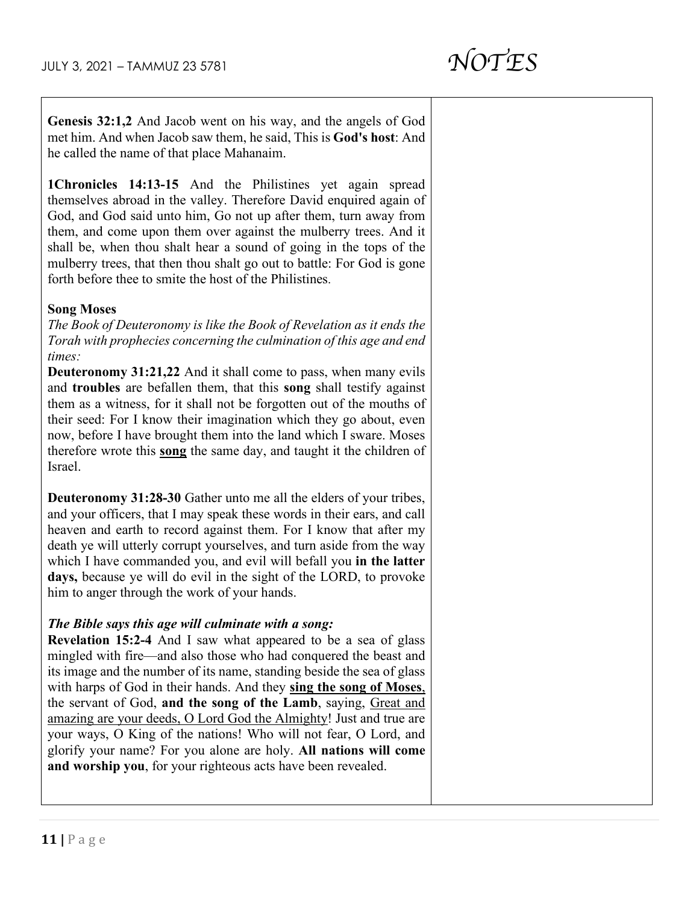**Genesis 32:1,2** And Jacob went on his way, and the angels of God met him. And when Jacob saw them, he said, This is **God's host**: And he called the name of that place Mahanaim.

**1Chronicles 14:13-15** And the Philistines yet again spread themselves abroad in the valley. Therefore David enquired again of God, and God said unto him, Go not up after them, turn away from them, and come upon them over against the mulberry trees. And it shall be, when thou shalt hear a sound of going in the tops of the mulberry trees, that then thou shalt go out to battle: For God is gone forth before thee to smite the host of the Philistines.

**Song Moses**

*The Book of Deuteronomy is like the Book of Revelation as it ends the Torah with prophecies concerning the culmination of this age and end times:*

**Deuteronomy 31:21,22** And it shall come to pass, when many evils and **troubles** are befallen them, that this **song** shall testify against them as a witness, for it shall not be forgotten out of the mouths of their seed: For I know their imagination which they go about, even now, before I have brought them into the land which I sware. Moses therefore wrote this <u>**song**</u> the same day, and taught it the children of Israel.

**Deuteronomy 31:28-30** Gather unto me all the elders of your tribes, and your officers, that I may speak these words in their ears, and call heaven and earth to record against them. For I know that after my death ye will utterly corrupt yourselves, and turn aside from the way which I have commanded you, and evil will befall you **in the latter days,** because ye will do evil in the sight of the LORD, to provoke him to anger through the work of your hands.

***The Bible says this age will culminate with a song:***

**Revelation 15:2-4** And I saw what appeared to be a sea of glass mingled with fire—and also those who had conquered the beast and its image and the number of its name, standing beside the sea of glass with harps of God in their hands. And they <u>**sing the song of Moses**</u>, the servant of God, **and the song of the Lamb**, saying, <u>Great and amazing are your deeds, O Lord God the Almighty</u>! Just and true are your ways, O King of the nations! Who will not fear, O Lord, and glorify your name? For you alone are holy. **All nations will come and worship you**, for your righteous acts have been revealed.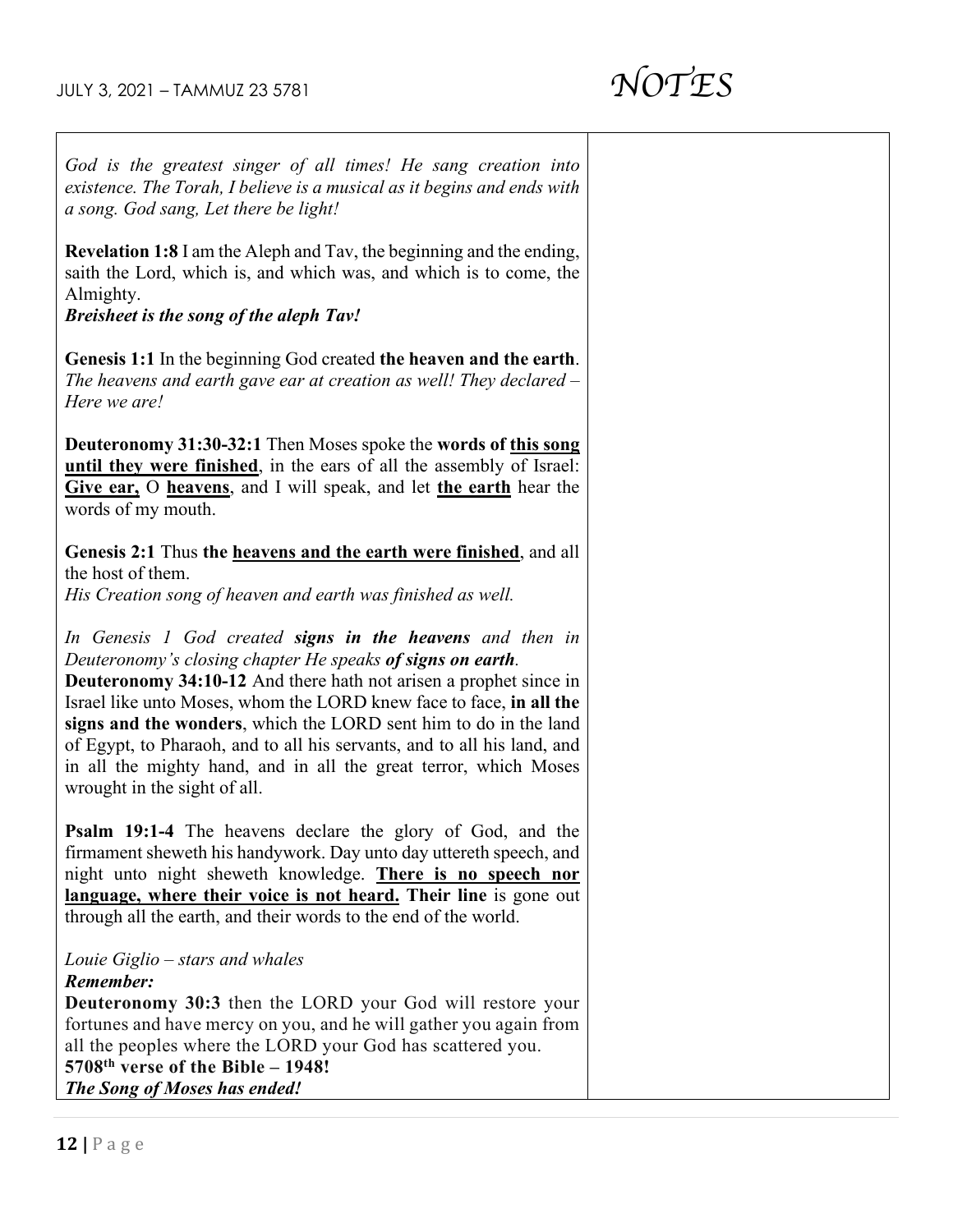*God is the greatest singer of all times! He sang creation into existence. The Torah, I believe is a musical as it begins and ends with a song. God sang, Let there be light!*

**Revelation 1:8** I am the Aleph and Tav, the beginning and the ending, saith the Lord, which is, and which was, and which is to come, the Almighty.
***Breisheet is the song of the aleph Tav!***

**Genesis 1:1** In the beginning God created **the heaven and the earth**.
*The heavens and earth gave ear at creation as well! They declared – Here we are!*

**Deuteronomy 31:30-32:1** Then Moses spoke the **words of <u>this song</u> <u>until they were finished</u>**, in the ears of all the assembly of Israel: **<u>Give ear,</u>** O **<u>heavens</u>**, and I will speak, and let **<u>the earth</u>** hear the words of my mouth.

**Genesis 2:1** Thus **the <u>heavens and the earth were finished</u>**, and all the host of them.
*His Creation song of heaven and earth was finished as well.*

*In Genesis 1 God created **signs in the heavens** and then in Deuteronomy's closing chapter He speaks **of signs on earth**.*
**Deuteronomy 34:10-12** And there hath not arisen a prophet since in Israel like unto Moses, whom the LORD knew face to face, **in all the signs and the wonders**, which the LORD sent him to do in the land of Egypt, to Pharaoh, and to all his servants, and to all his land, and in all the mighty hand, and in all the great terror, which Moses wrought in the sight of all.

**Psalm 19:1-4** The heavens declare the glory of God, and the firmament sheweth his handywork. Day unto day uttereth speech, and night unto night sheweth knowledge. **<u>There is no speech nor language, where their voice is not heard.</u> Their line** is gone out through all the earth, and their words to the end of the world.

*Louie Giglio – stars and whales*
***Remember:***
**Deuteronomy 30:3** then the LORD your God will restore your fortunes and have mercy on you, and he will gather you again from all the peoples where the LORD your God has scattered you.
**5708th verse of the Bible – 1948!**
***The Song of Moses has ended!***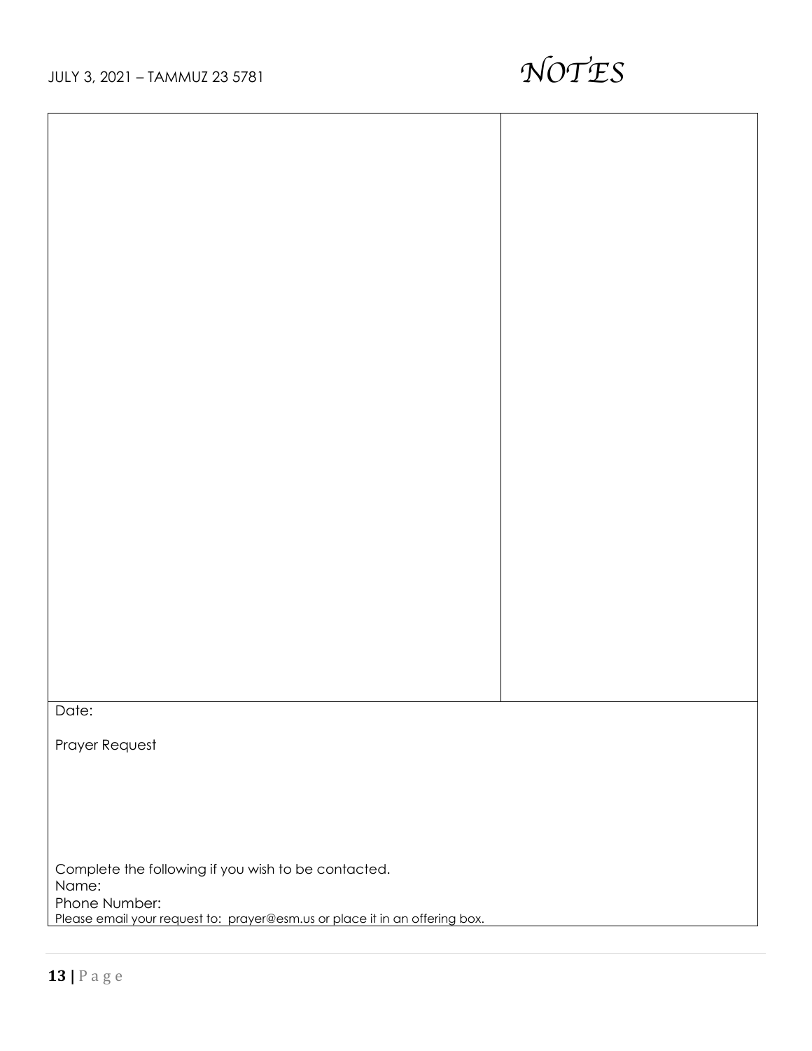# NOTES

Date:

Prayer Request

Complete the following if you wish to be contacted.
Name:
Phone Number:
Please email your request to: prayer@esm.us or place it in an offering box.